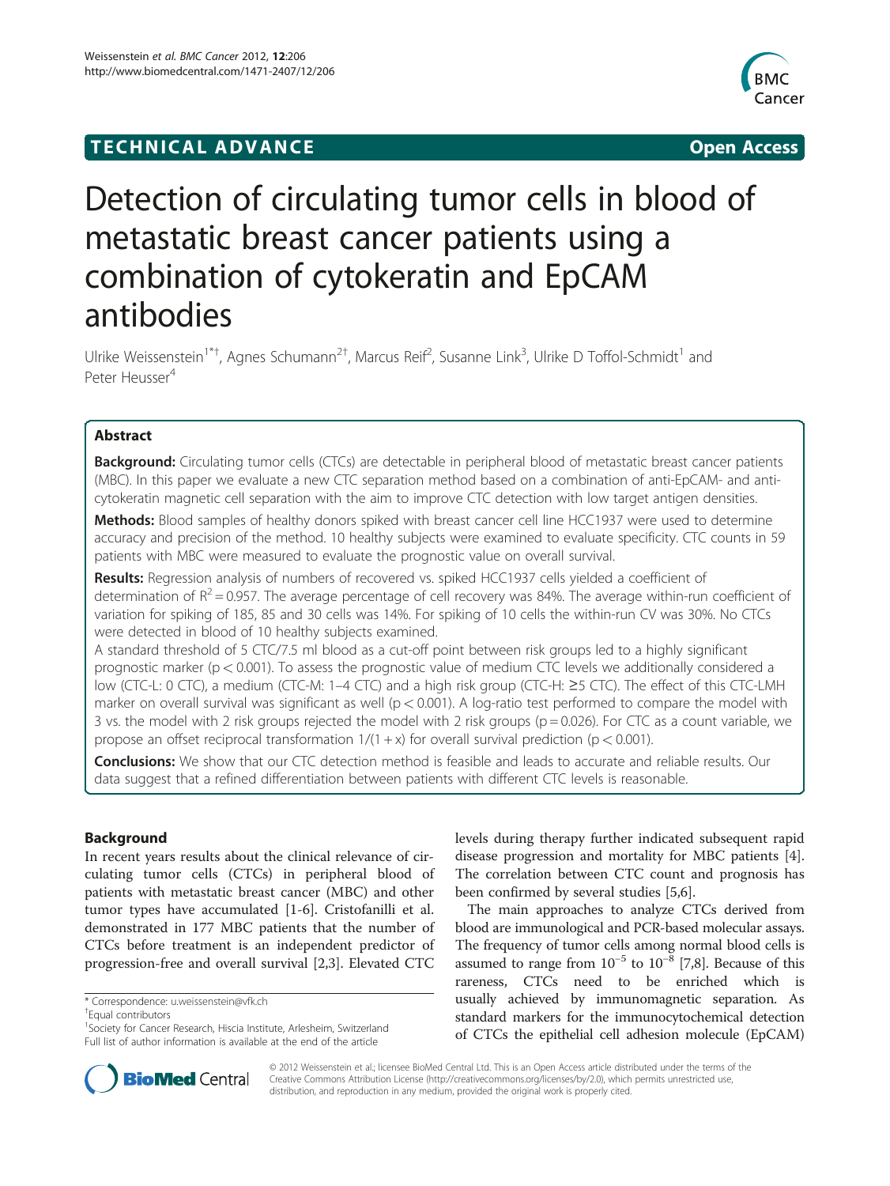TECHNICAL ADVANCE **Open Access**

# Detection of circulating tumor cells in blood of metastatic breast cancer patients using a combination of cytokeratin and EpCAM antibodies

Ulrike Weissenstein[1*†], Agnes Schumann[2†], Marcus Reif[2], Susanne Link[3], Ulrike D Toffol-Schmidt[1] and Peter Heusser[4]

## Abstract

**Background:** Circulating tumor cells (CTCs) are detectable in peripheral blood of metastatic breast cancer patients (MBC). In this paper we evaluate a new CTC separation method based on a combination of anti-EpCAM- and anti-cytokeratin magnetic cell separation with the aim to improve CTC detection with low target antigen densities.

**Methods:** Blood samples of healthy donors spiked with breast cancer cell line HCC1937 were used to determine accuracy and precision of the method. 10 healthy subjects were examined to evaluate specificity. CTC counts in 59 patients with MBC were measured to evaluate the prognostic value on overall survival.

**Results:** Regression analysis of numbers of recovered vs. spiked HCC1937 cells yielded a coefficient of determination of $R^2 = 0.957$. The average percentage of cell recovery was 84%. The average within-run coefficient of variation for spiking of 185, 85 and 30 cells was 14%. For spiking of 10 cells the within-run CV was 30%. No CTCs were detected in blood of 10 healthy subjects examined.

A standard threshold of 5 CTC/7.5 ml blood as a cut-off point between risk groups led to a highly significant prognostic marker ($p < 0.001$). To assess the prognostic value of medium CTC levels we additionally considered a low (CTC-L: 0 CTC), a medium (CTC-M: 1–4 CTC) and a high risk group (CTC-H: ≥5 CTC). The effect of this CTC-LMH marker on overall survival was significant as well ($p < 0.001$). A log-ratio test performed to compare the model with 3 vs. the model with 2 risk groups rejected the model with 2 risk groups ($p = 0.026$). For CTC as a count variable, we propose an offset reciprocal transformation $1/(1 + x)$ for overall survival prediction ($p < 0.001$).

**Conclusions:** We show that our CTC detection method is feasible and leads to accurate and reliable results. Our data suggest that a refined differentiation between patients with different CTC levels is reasonable.

## Background

In recent years results about the clinical relevance of circulating tumor cells (CTCs) in peripheral blood of patients with metastatic breast cancer (MBC) and other tumor types have accumulated [1-6]. Cristofanilli et al. demonstrated in 177 MBC patients that the number of CTCs before treatment is an independent predictor of progression-free and overall survival [2,3]. Elevated CTC levels during therapy further indicated subsequent rapid disease progression and mortality for MBC patients [4]. The correlation between CTC count and prognosis has been confirmed by several studies [5,6].

The main approaches to analyze CTCs derived from blood are immunological and PCR-based molecular assays. The frequency of tumor cells among normal blood cells is assumed to range from $10^{-5}$ to $10^{-8}$ [7,8]. Because of this rareness, CTCs need to be enriched which is usually achieved by immunomagnetic separation. As standard markers for the immunocytochemical detection of CTCs the epithelial cell adhesion molecule (EpCAM)

\* Correspondence: u.weissenstein@vfk.ch

†Equal contributors

[1]Society for Cancer Research, Hiscia Institute, Arlesheim, Switzerland

Full list of author information is available at the end of the article

© 2012 Weissenstein et al.; licensee BioMed Central Ltd. This is an Open Access article distributed under the terms of the Creative Commons Attribution License (http://creativecommons.org/licenses/by/2.0), which permits unrestricted use, distribution, and reproduction in any medium, provided the original work is properly cited.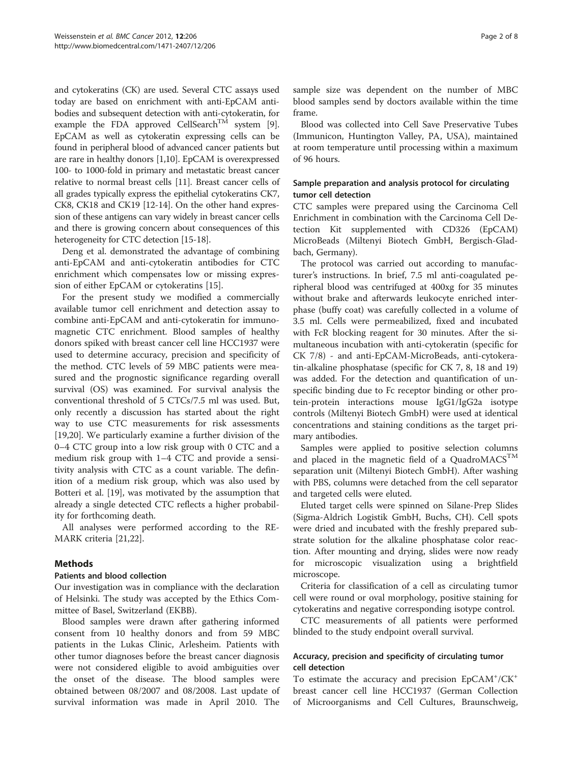and cytokeratins (CK) are used. Several CTC assays used today are based on enrichment with anti-EpCAM antibodies and subsequent detection with anti-cytokeratin, for example the FDA approved CellSearch™ system [9]. EpCAM as well as cytokeratin expressing cells can be found in peripheral blood of advanced cancer patients but are rare in healthy donors [1,10]. EpCAM is overexpressed 100- to 1000-fold in primary and metastatic breast cancer relative to normal breast cells [11]. Breast cancer cells of all grades typically express the epithelial cytokeratins CK7, CK8, CK18 and CK19 [12-14]. On the other hand expression of these antigens can vary widely in breast cancer cells and there is growing concern about consequences of this heterogeneity for CTC detection [15-18].

Deng et al. demonstrated the advantage of combining anti-EpCAM and anti-cytokeratin antibodies for CTC enrichment which compensates low or missing expression of either EpCAM or cytokeratins [15].

For the present study we modified a commercially available tumor cell enrichment and detection assay to combine anti-EpCAM and anti-cytokeratin for immunomagnetic CTC enrichment. Blood samples of healthy donors spiked with breast cancer cell line HCC1937 were used to determine accuracy, precision and specificity of the method. CTC levels of 59 MBC patients were measured and the prognostic significance regarding overall survival (OS) was examined. For survival analysis the conventional threshold of 5 CTCs/7.5 ml was used. But, only recently a discussion has started about the right way to use CTC measurements for risk assessments [19,20]. We particularly examine a further division of the 0–4 CTC group into a low risk group with 0 CTC and a medium risk group with 1–4 CTC and provide a sensitivity analysis with CTC as a count variable. The definition of a medium risk group, which was also used by Botteri et al. [19], was motivated by the assumption that already a single detected CTC reflects a higher probability for forthcoming death.

All analyses were performed according to the REMARK criteria [21,22].

## Methods

### Patients and blood collection

Our investigation was in compliance with the declaration of Helsinki. The study was accepted by the Ethics Committee of Basel, Switzerland (EKBB).

Blood samples were drawn after gathering informed consent from 10 healthy donors and from 59 MBC patients in the Lukas Clinic, Arlesheim. Patients with other tumor diagnoses before the breast cancer diagnosis were not considered eligible to avoid ambiguities over the onset of the disease. The blood samples were obtained between 08/2007 and 08/2008. Last update of survival information was made in April 2010. The sample size was dependent on the number of MBC blood samples send by doctors available within the time frame.

Blood was collected into Cell Save Preservative Tubes (Immunicon, Huntington Valley, PA, USA), maintained at room temperature until processing within a maximum of 96 hours.

### Sample preparation and analysis protocol for circulating tumor cell detection

CTC samples were prepared using the Carcinoma Cell Enrichment in combination with the Carcinoma Cell Detection Kit supplemented with CD326 (EpCAM) MicroBeads (Miltenyi Biotech GmbH, Bergisch-Gladbach, Germany).

The protocol was carried out according to manufacturer's instructions. In brief, 7.5 ml anti-coagulated peripheral blood was centrifuged at 400xg for 35 minutes without brake and afterwards leukocyte enriched interphase (buffy coat) was carefully collected in a volume of 3.5 ml. Cells were permeabilized, fixed and incubated with FcR blocking reagent for 30 minutes. After the simultaneous incubation with anti-cytokeratin (specific for CK 7/8) - and anti-EpCAM-MicroBeads, anti-cytokeratin-alkaline phosphatase (specific for CK 7, 8, 18 and 19) was added. For the detection and quantification of unspecific binding due to Fc receptor binding or other protein-protein interactions mouse IgG1/IgG2a isotype controls (Miltenyi Biotech GmbH) were used at identical concentrations and staining conditions as the target primary antibodies.

Samples were applied to positive selection columns and placed in the magnetic field of a QuadroMACS™ separation unit (Miltenyi Biotech GmbH). After washing with PBS, columns were detached from the cell separator and targeted cells were eluted.

Eluted target cells were spinned on Silane-Prep Slides (Sigma-Aldrich Logistik GmbH, Buchs, CH). Cell spots were dried and incubated with the freshly prepared substrate solution for the alkaline phosphatase color reaction. After mounting and drying, slides were now ready for microscopic visualization using a brightfield microscope.

Criteria for classification of a cell as circulating tumor cell were round or oval morphology, positive staining for cytokeratins and negative corresponding isotype control.

CTC measurements of all patients were performed blinded to the study endpoint overall survival.

### Accuracy, precision and specificity of circulating tumor cell detection

To estimate the accuracy and precision EpCAM$^{+}$/CK$^{+}$ breast cancer cell line HCC1937 (German Collection of Microorganisms and Cell Cultures, Braunschweig,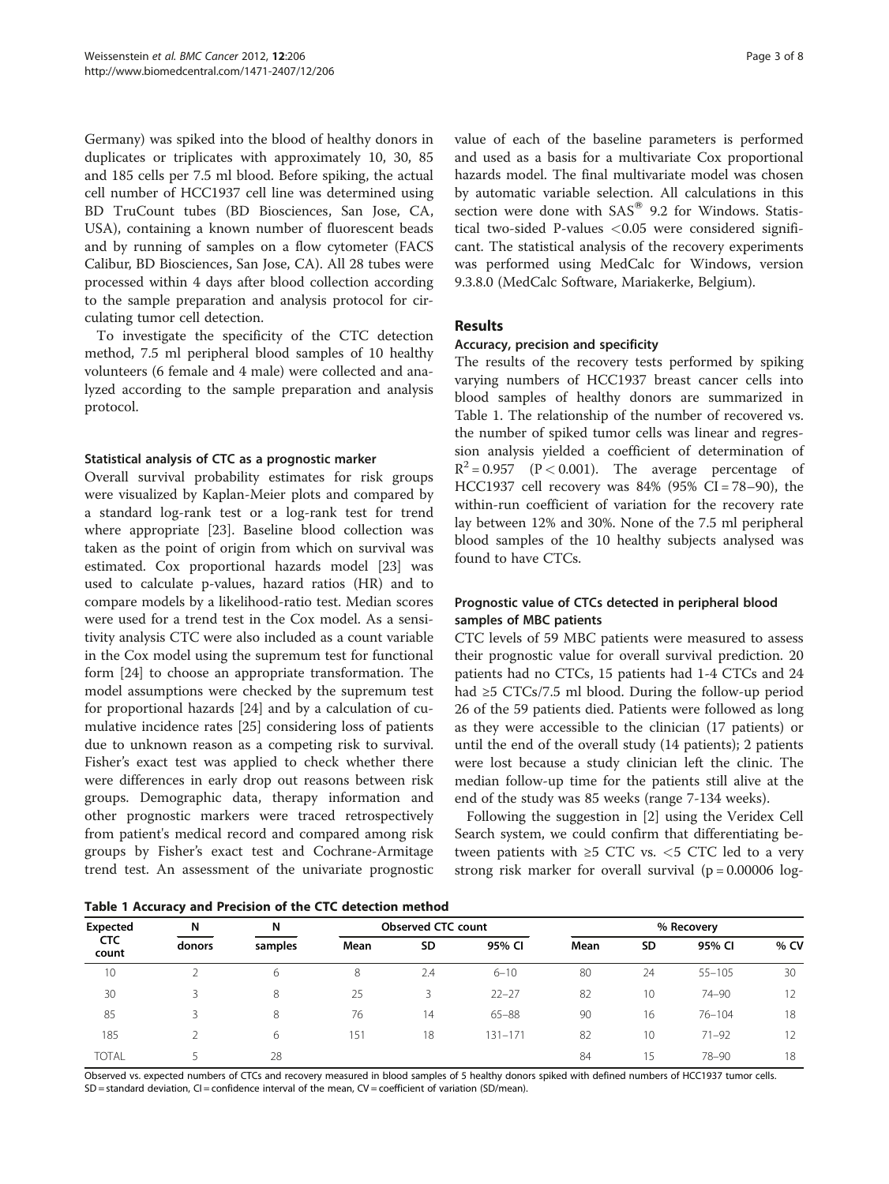Germany) was spiked into the blood of healthy donors in duplicates or triplicates with approximately 10, 30, 85 and 185 cells per 7.5 ml blood. Before spiking, the actual cell number of HCC1937 cell line was determined using BD TruCount tubes (BD Biosciences, San Jose, CA, USA), containing a known number of fluorescent beads and by running of samples on a flow cytometer (FACS Calibur, BD Biosciences, San Jose, CA). All 28 tubes were processed within 4 days after blood collection according to the sample preparation and analysis protocol for circulating tumor cell detection.

To investigate the specificity of the CTC detection method, 7.5 ml peripheral blood samples of 10 healthy volunteers (6 female and 4 male) were collected and analyzed according to the sample preparation and analysis protocol.

#### Statistical analysis of CTC as a prognostic marker

Overall survival probability estimates for risk groups were visualized by Kaplan-Meier plots and compared by a standard log-rank test or a log-rank test for trend where appropriate [23]. Baseline blood collection was taken as the point of origin from which on survival was estimated. Cox proportional hazards model [23] was used to calculate p-values, hazard ratios (HR) and to compare models by a likelihood-ratio test. Median scores were used for a trend test in the Cox model. As a sensitivity analysis CTC were also included as a count variable in the Cox model using the supremum test for functional form [24] to choose an appropriate transformation. The model assumptions were checked by the supremum test for proportional hazards [24] and by a calculation of cumulative incidence rates [25] considering loss of patients due to unknown reason as a competing risk to survival. Fisher's exact test was applied to check whether there were differences in early drop out reasons between risk groups. Demographic data, therapy information and other prognostic markers were traced retrospectively from patient's medical record and compared among risk groups by Fisher's exact test and Cochrane-Armitage trend test. An assessment of the univariate prognostic value of each of the baseline parameters is performed and used as a basis for a multivariate Cox proportional hazards model. The final multivariate model was chosen by automatic variable selection. All calculations in this section were done with SAS® 9.2 for Windows. Statistical two-sided P-values <0.05 were considered significant. The statistical analysis of the recovery experiments was performed using MedCalc for Windows, version 9.3.8.0 (MedCalc Software, Mariakerke, Belgium).

## Results

#### Accuracy, precision and specificity

The results of the recovery tests performed by spiking varying numbers of HCC1937 breast cancer cells into blood samples of healthy donors are summarized in Table 1. The relationship of the number of recovered vs. the number of spiked tumor cells was linear and regression analysis yielded a coefficient of determination of $R^2 = 0.957$ ($P < 0.001$). The average percentage of HCC1937 cell recovery was 84% (95% CI = 78–90), the within-run coefficient of variation for the recovery rate lay between 12% and 30%. None of the 7.5 ml peripheral blood samples of the 10 healthy subjects analysed was found to have CTCs.

#### Prognostic value of CTCs detected in peripheral blood samples of MBC patients

CTC levels of 59 MBC patients were measured to assess their prognostic value for overall survival prediction. 20 patients had no CTCs, 15 patients had 1-4 CTCs and 24 had ≥5 CTCs/7.5 ml blood. During the follow-up period 26 of the 59 patients died. Patients were followed as long as they were accessible to the clinician (17 patients) or until the end of the overall study (14 patients); 2 patients were lost because a study clinician left the clinic. The median follow-up time for the patients still alive at the end of the study was 85 weeks (range 7-134 weeks).

Following the suggestion in [2] using the Veridex Cell Search system, we could confirm that differentiating between patients with ≥5 CTC vs. <5 CTC led to a very strong risk marker for overall survival (p = 0.00006 log-

**Table 1 Accuracy and Precision of the CTC detection method**

| Expected CTC count | N donors | N samples | Observed CTC count | | | % Recovery | | | |
|---|---|---|---|---|---|---|---|---|---|
| | | | Mean | SD | 95% CI | Mean | SD | 95% CI | % CV |
| 10 | 2 | 6 | 8 | 2.4 | 6–10 | 80 | 24 | 55–105 | 30 |
| 30 | 3 | 8 | 25 | 3 | 22–27 | 82 | 10 | 74–90 | 12 |
| 85 | 3 | 8 | 76 | 14 | 65–88 | 90 | 16 | 76–104 | 18 |
| 185 | 2 | 6 | 151 | 18 | 131–171 | 82 | 10 | 71–92 | 12 |
| TOTAL | 5 | 28 | | | | 84 | 15 | 78–90 | 18 |

Observed vs. expected numbers of CTCs and recovery measured in blood samples of 5 healthy donors spiked with defined numbers of HCC1937 tumor cells. SD = standard deviation, CI = confidence interval of the mean, CV = coefficient of variation (SD/mean).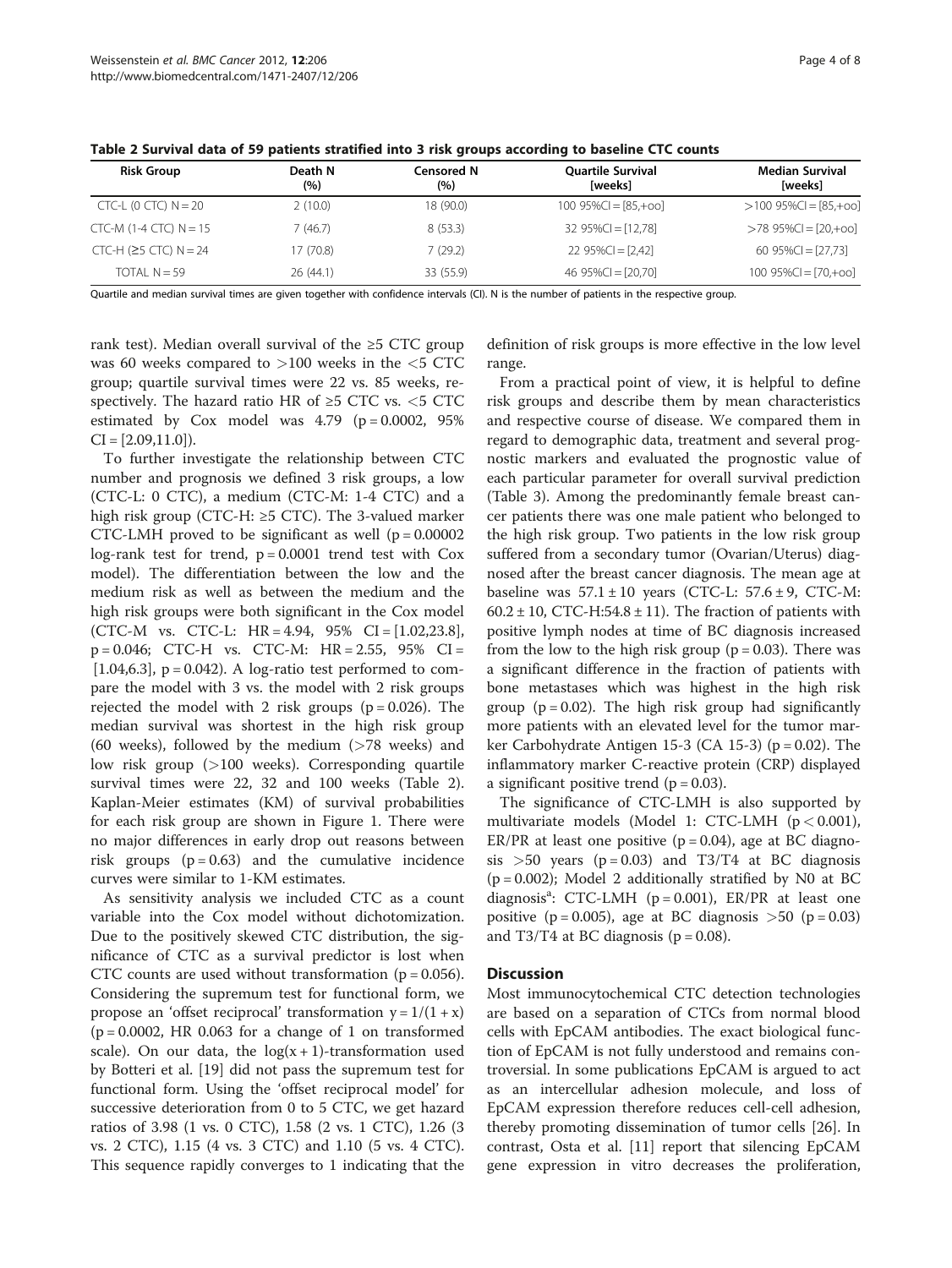**Table 2 Survival data of 59 patients stratified into 3 risk groups according to baseline CTC counts**

| Risk Group | Death N (%) | Censored N (%) | Quartile Survival [weeks] | Median Survival [weeks] |
|---|---|---|---|---|
| CTC-L (0 CTC) N = 20 | 2 (10.0) | 18 (90.0) | 100 95%CI = [85,+oo] | >100 95%CI = [85,+oo] |
| CTC-M (1-4 CTC) N = 15 | 7 (46.7) | 8 (53.3) | 32 95%CI = [12,78] | >78 95%CI = [20,+oo] |
| CTC-H (≥5 CTC) N = 24 | 17 (70.8) | 7 (29.2) | 22 95%CI = [2,42] | 60 95%CI = [27,73] |
| TOTAL N = 59 | 26 (44.1) | 33 (55.9) | 46 95%CI = [20,70] | 100 95%CI = [70,+oo] |

Quartile and median survival times are given together with confidence intervals (CI). N is the number of patients in the respective group.

rank test). Median overall survival of the ≥5 CTC group was 60 weeks compared to >100 weeks in the <5 CTC group; quartile survival times were 22 vs. 85 weeks, respectively. The hazard ratio HR of ≥5 CTC vs. <5 CTC estimated by Cox model was 4.79 ($p = 0.0002$, 95% CI = [2.09,11.0]).

To further investigate the relationship between CTC number and prognosis we defined 3 risk groups, a low (CTC-L: 0 CTC), a medium (CTC-M: 1-4 CTC) and a high risk group (CTC-H: ≥5 CTC). The 3-valued marker CTC-LMH proved to be significant as well ($p = 0.00002$ log-rank test for trend, $p = 0.0001$ trend test with Cox model). The differentiation between the low and the medium risk as well as between the medium and the high risk groups were both significant in the Cox model (CTC-M vs. CTC-L: HR = 4.94, 95% CI = [1.02,23.8], $p = 0.046$; CTC-H vs. CTC-M: HR = 2.55, 95% CI = [1.04,6.3], $p = 0.042$). A log-ratio test performed to compare the model with 3 vs. the model with 2 risk groups rejected the model with 2 risk groups ($p = 0.026$). The median survival was shortest in the high risk group (60 weeks), followed by the medium (>78 weeks) and low risk group (>100 weeks). Corresponding quartile survival times were 22, 32 and 100 weeks (Table 2). Kaplan-Meier estimates (KM) of survival probabilities for each risk group are shown in Figure 1. There were no major differences in early drop out reasons between risk groups ($p = 0.63$) and the cumulative incidence curves were similar to 1-KM estimates.

As sensitivity analysis we included CTC as a count variable into the Cox model without dichotomization. Due to the positively skewed CTC distribution, the significance of CTC as a survival predictor is lost when CTC counts are used without transformation ($p = 0.056$). Considering the supremum test for functional form, we propose an 'offset reciprocal' transformation $y = 1/(1 + x)$ ($p = 0.0002$, HR 0.063 for a change of 1 on transformed scale). On our data, the $\log(x + 1)$-transformation used by Botteri et al. [19] did not pass the supremum test for functional form. Using the 'offset reciprocal model' for successive deterioration from 0 to 5 CTC, we get hazard ratios of 3.98 (1 vs. 0 CTC), 1.58 (2 vs. 1 CTC), 1.26 (3 vs. 2 CTC), 1.15 (4 vs. 3 CTC) and 1.10 (5 vs. 4 CTC). This sequence rapidly converges to 1 indicating that the definition of risk groups is more effective in the low level range.

From a practical point of view, it is helpful to define risk groups and describe them by mean characteristics and respective course of disease. We compared them in regard to demographic data, treatment and several prognostic markers and evaluated the prognostic value of each particular parameter for overall survival prediction (Table 3). Among the predominantly female breast cancer patients there was one male patient who belonged to the high risk group. Two patients in the low risk group suffered from a secondary tumor (Ovarian/Uterus) diagnosed after the breast cancer diagnosis. The mean age at baseline was 57.1 ± 10 years (CTC-L: 57.6 ± 9, CTC-M: 60.2 ± 10, CTC-H:54.8 ± 11). The fraction of patients with positive lymph nodes at time of BC diagnosis increased from the low to the high risk group ($p = 0.03$). There was a significant difference in the fraction of patients with bone metastases which was highest in the high risk group ($p = 0.02$). The high risk group had significantly more patients with an elevated level for the tumor marker Carbohydrate Antigen 15-3 (CA 15-3) ($p = 0.02$). The inflammatory marker C-reactive protein (CRP) displayed a significant positive trend ($p = 0.03$).

The significance of CTC-LMH is also supported by multivariate models (Model 1: CTC-LMH ($p < 0.001$), ER/PR at least one positive ($p = 0.04$), age at BC diagnosis >50 years ($p = 0.03$) and T3/T4 at BC diagnosis ($p = 0.002$); Model 2 additionally stratified by N0 at BC diagnosis[a]: CTC-LMH ($p = 0.001$), ER/PR at least one positive ($p = 0.005$), age at BC diagnosis >50 ($p = 0.03$) and T3/T4 at BC diagnosis ($p = 0.08$).

## Discussion

Most immunocytochemical CTC detection technologies are based on a separation of CTCs from normal blood cells with EpCAM antibodies. The exact biological function of EpCAM is not fully understood and remains controversial. In some publications EpCAM is argued to act as an intercellular adhesion molecule, and loss of EpCAM expression therefore reduces cell-cell adhesion, thereby promoting dissemination of tumor cells [26]. In contrast, Osta et al. [11] report that silencing EpCAM gene expression in vitro decreases the proliferation,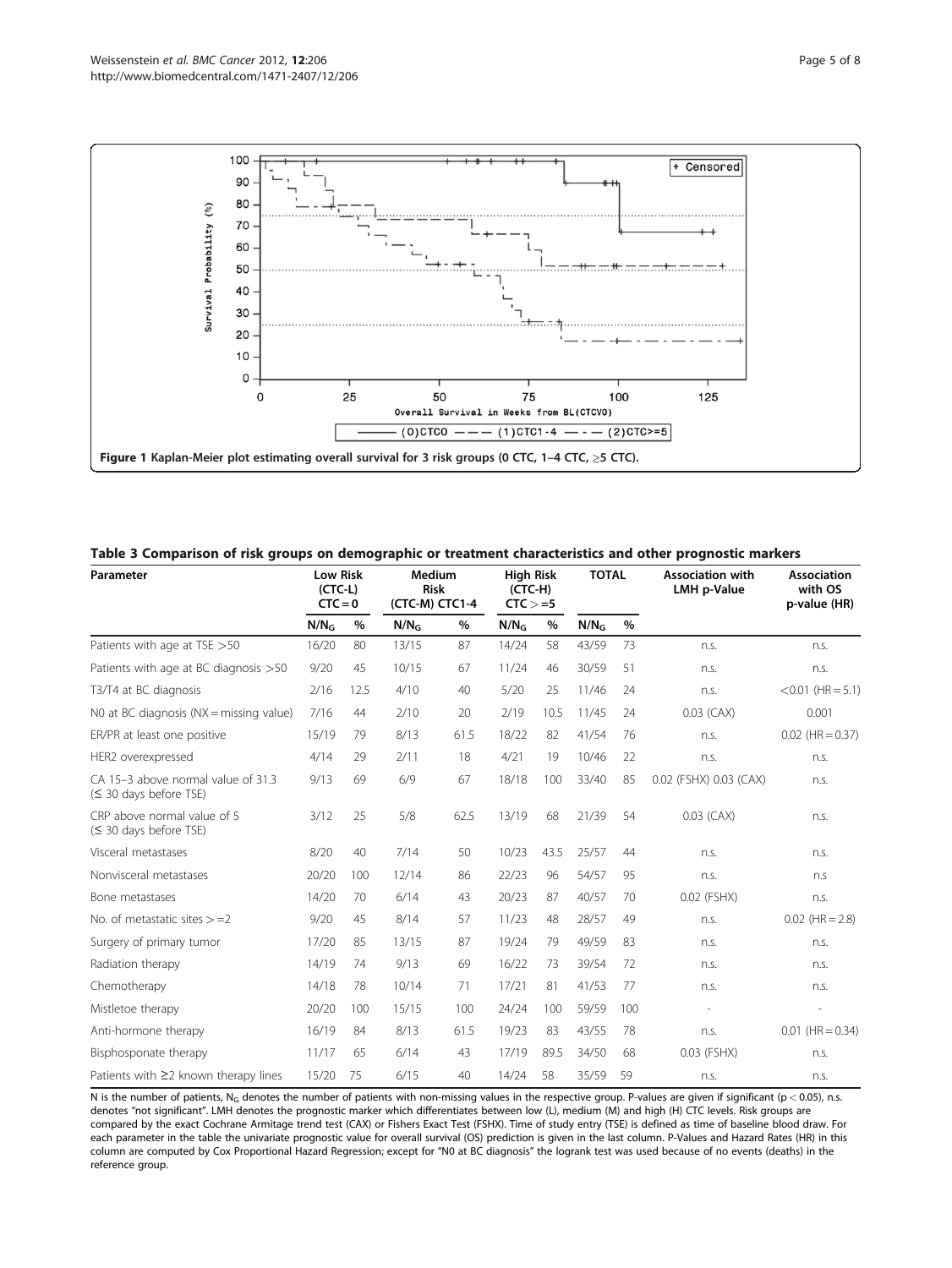Figure 1 Kaplan-Meier plot estimating overall survival for 3 risk groups (0 CTC, 1–4 CTC, ≥5 CTC).

**Table 3 Comparison of risk groups on demographic or treatment characteristics and other prognostic markers**

| Parameter | Low Risk (CTC-L) CTC = 0 | | Medium Risk (CTC-M) CTC1-4 | | High Risk (CTC-H) CTC > =5 | | TOTAL | | Association with LMH p-Value | Association with OS p-value (HR) |
|---|---|---|---|---|---|---|---|---|---|---|
| | $N/N_G$ | % | $N/N_G$ | % | $N/N_G$ | % | $N/N_G$ | % | | |
| Patients with age at TSE >50 | 16/20 | 80 | 13/15 | 87 | 14/24 | 58 | 43/59 | 73 | n.s. | n.s. |
| Patients with age at BC diagnosis >50 | 9/20 | 45 | 10/15 | 67 | 11/24 | 46 | 30/59 | 51 | n.s. | n.s. |
| T3/T4 at BC diagnosis | 2/16 | 12.5 | 4/10 | 40 | 5/20 | 25 | 11/46 | 24 | n.s. | <0.01 (HR = 5.1) |
| N0 at BC diagnosis (NX = missing value) | 7/16 | 44 | 2/10 | 20 | 2/19 | 10.5 | 11/45 | 24 | 0.03 (CAX) | 0.001 |
| ER/PR at least one positive | 15/19 | 79 | 8/13 | 61.5 | 18/22 | 82 | 41/54 | 76 | n.s. | 0.02 (HR = 0.37) |
| HER2 overexpressed | 4/14 | 29 | 2/11 | 18 | 4/21 | 19 | 10/46 | 22 | n.s. | n.s. |
| CA 15–3 above normal value of 31.3 (≤ 30 days before TSE) | 9/13 | 69 | 6/9 | 67 | 18/18 | 100 | 33/40 | 85 | 0.02 (FSHX) 0.03 (CAX) | n.s. |
| CRP above normal value of 5 (≤ 30 days before TSE) | 3/12 | 25 | 5/8 | 62.5 | 13/19 | 68 | 21/39 | 54 | 0.03 (CAX) | n.s. |
| Visceral metastases | 8/20 | 40 | 7/14 | 50 | 10/23 | 43.5 | 25/57 | 44 | n.s. | n.s. |
| Nonvisceral metastases | 20/20 | 100 | 12/14 | 86 | 22/23 | 96 | 54/57 | 95 | n.s. | n.s |
| Bone metastases | 14/20 | 70 | 6/14 | 43 | 20/23 | 87 | 40/57 | 70 | 0.02 (FSHX) | n.s. |
| No. of metastatic sites > =2 | 9/20 | 45 | 8/14 | 57 | 11/23 | 48 | 28/57 | 49 | n.s. | 0.02 (HR = 2.8) |
| Surgery of primary tumor | 17/20 | 85 | 13/15 | 87 | 19/24 | 79 | 49/59 | 83 | n.s. | n.s. |
| Radiation therapy | 14/19 | 74 | 9/13 | 69 | 16/22 | 73 | 39/54 | 72 | n.s. | n.s. |
| Chemotherapy | 14/18 | 78 | 10/14 | 71 | 17/21 | 81 | 41/53 | 77 | n.s. | n.s. |
| Mistletoe therapy | 20/20 | 100 | 15/15 | 100 | 24/24 | 100 | 59/59 | 100 | - | - |
| Anti-hormone therapy | 16/19 | 84 | 8/13 | 61.5 | 19/23 | 83 | 43/55 | 78 | n.s. | 0.01 (HR = 0.34) |
| Bisphosponate therapy | 11/17 | 65 | 6/14 | 43 | 17/19 | 89.5 | 34/50 | 68 | 0.03 (FSHX) | n.s. |
| Patients with ≥2 known therapy lines | 15/20 | 75 | 6/15 | 40 | 14/24 | 58 | 35/59 | 59 | n.s. | n.s. |

N is the number of patients, $N_G$ denotes the number of patients with non-missing values in the respective group. P-values are given if significant ($p < 0.05$), n.s. denotes "not significant". LMH denotes the prognostic marker which differentiates between low (L), medium (M) and high (H) CTC levels. Risk groups are compared by the exact Cochrane Armitage trend test (CAX) or Fishers Exact Test (FSHX). Time of study entry (TSE) is defined as time of baseline blood draw. For each parameter in the table the univariate prognostic value for overall survival (OS) prediction is given in the last column. P-Values and Hazard Rates (HR) in this column are computed by Cox Proportional Hazard Regression; except for "N0 at BC diagnosis" the logrank test was used because of no events (deaths) in the reference group.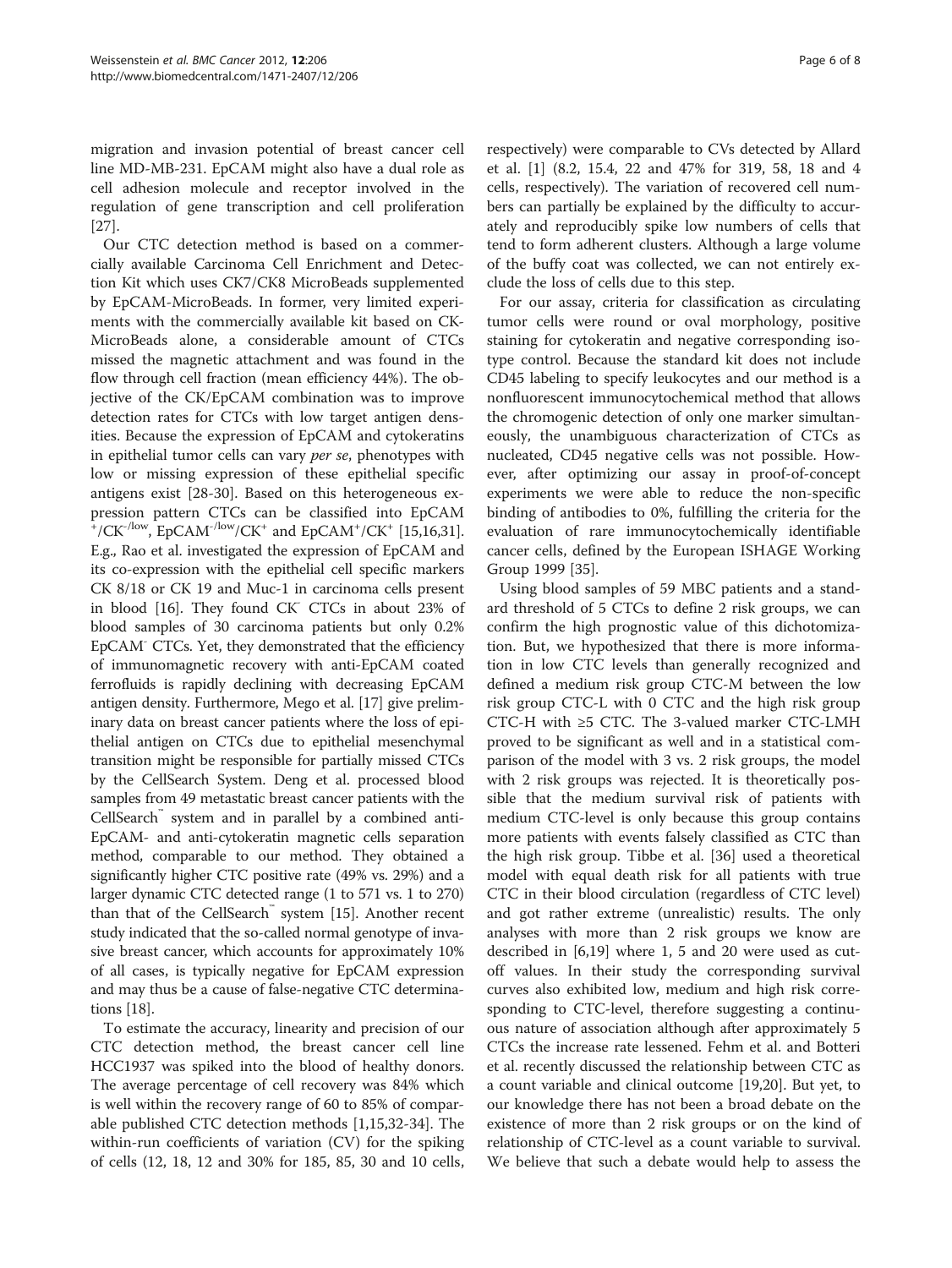migration and invasion potential of breast cancer cell line MD-MB-231. EpCAM might also have a dual role as cell adhesion molecule and receptor involved in the regulation of gene transcription and cell proliferation [27].

Our CTC detection method is based on a commercially available Carcinoma Cell Enrichment and Detection Kit which uses CK7/CK8 MicroBeads supplemented by EpCAM-MicroBeads. In former, very limited experiments with the commercially available kit based on CK-MicroBeads alone, a considerable amount of CTCs missed the magnetic attachment and was found in the flow through cell fraction (mean efficiency 44%). The objective of the CK/EpCAM combination was to improve detection rates for CTCs with low target antigen densities. Because the expression of EpCAM and cytokeratins in epithelial tumor cells can vary *per se*, phenotypes with low or missing expression of these epithelial specific antigens exist [28-30]. Based on this heterogeneous expression pattern CTCs can be classified into EpCAM$^{+}$/CK$^{-/low}$, EpCAM$^{-/low}$/CK$^{+}$ and EpCAM$^{+}$/CK$^{+}$ [15,16,31]. E.g., Rao et al. investigated the expression of EpCAM and its co-expression with the epithelial cell specific markers CK 8/18 or CK 19 and Muc-1 in carcinoma cells present in blood [16]. They found CK$^{-}$ CTCs in about 23% of blood samples of 30 carcinoma patients but only 0.2% EpCAM$^{-}$ CTCs. Yet, they demonstrated that the efficiency of immunomagnetic recovery with anti-EpCAM coated ferrofluids is rapidly declining with decreasing EpCAM antigen density. Furthermore, Mego et al. [17] give preliminary data on breast cancer patients where the loss of epithelial antigen on CTCs due to epithelial mesenchymal transition might be responsible for partially missed CTCs by the CellSearch System. Deng et al. processed blood samples from 49 metastatic breast cancer patients with the CellSearch™ system and in parallel by a combined anti-EpCAM- and anti-cytokeratin magnetic cells separation method, comparable to our method. They obtained a significantly higher CTC positive rate (49% vs. 29%) and a larger dynamic CTC detected range (1 to 571 vs. 1 to 270) than that of the CellSearch™ system [15]. Another recent study indicated that the so-called normal genotype of invasive breast cancer, which accounts for approximately 10% of all cases, is typically negative for EpCAM expression and may thus be a cause of false-negative CTC determinations [18].

To estimate the accuracy, linearity and precision of our CTC detection method, the breast cancer cell line HCC1937 was spiked into the blood of healthy donors. The average percentage of cell recovery was 84% which is well within the recovery range of 60 to 85% of comparable published CTC detection methods [1,15,32-34]. The within-run coefficients of variation (CV) for the spiking of cells (12, 18, 12 and 30% for 185, 85, 30 and 10 cells, respectively) were comparable to CVs detected by Allard et al. [1] (8.2, 15.4, 22 and 47% for 319, 58, 18 and 4 cells, respectively). The variation of recovered cell numbers can partially be explained by the difficulty to accurately and reproducibly spike low numbers of cells that tend to form adherent clusters. Although a large volume of the buffy coat was collected, we can not entirely exclude the loss of cells due to this step.

For our assay, criteria for classification as circulating tumor cells were round or oval morphology, positive staining for cytokeratin and negative corresponding isotype control. Because the standard kit does not include CD45 labeling to specify leukocytes and our method is a nonfluorescent immunocytochemical method that allows the chromogenic detection of only one marker simultaneously, the unambiguous characterization of CTCs as nucleated, CD45 negative cells was not possible. However, after optimizing our assay in proof-of-concept experiments we were able to reduce the non-specific binding of antibodies to 0%, fulfilling the criteria for the evaluation of rare immunocytochemically identifiable cancer cells, defined by the European ISHAGE Working Group 1999 [35].

Using blood samples of 59 MBC patients and a standard threshold of 5 CTCs to define 2 risk groups, we can confirm the high prognostic value of this dichotomization. But, we hypothesized that there is more information in low CTC levels than generally recognized and defined a medium risk group CTC-M between the low risk group CTC-L with 0 CTC and the high risk group CTC-H with ≥5 CTC. The 3-valued marker CTC-LMH proved to be significant as well and in a statistical comparison of the model with 3 vs. 2 risk groups, the model with 2 risk groups was rejected. It is theoretically possible that the medium survival risk of patients with medium CTC-level is only because this group contains more patients with events falsely classified as CTC than the high risk group. Tibbe et al. [36] used a theoretical model with equal death risk for all patients with true CTC in their blood circulation (regardless of CTC level) and got rather extreme (unrealistic) results. The only analyses with more than 2 risk groups we know are described in [6,19] where 1, 5 and 20 were used as cutoff values. In their study the corresponding survival curves also exhibited low, medium and high risk corresponding to CTC-level, therefore suggesting a continuous nature of association although after approximately 5 CTCs the increase rate lessened. Fehm et al. and Botteri et al. recently discussed the relationship between CTC as a count variable and clinical outcome [19,20]. But yet, to our knowledge there has not been a broad debate on the existence of more than 2 risk groups or on the kind of relationship of CTC-level as a count variable to survival. We believe that such a debate would help to assess the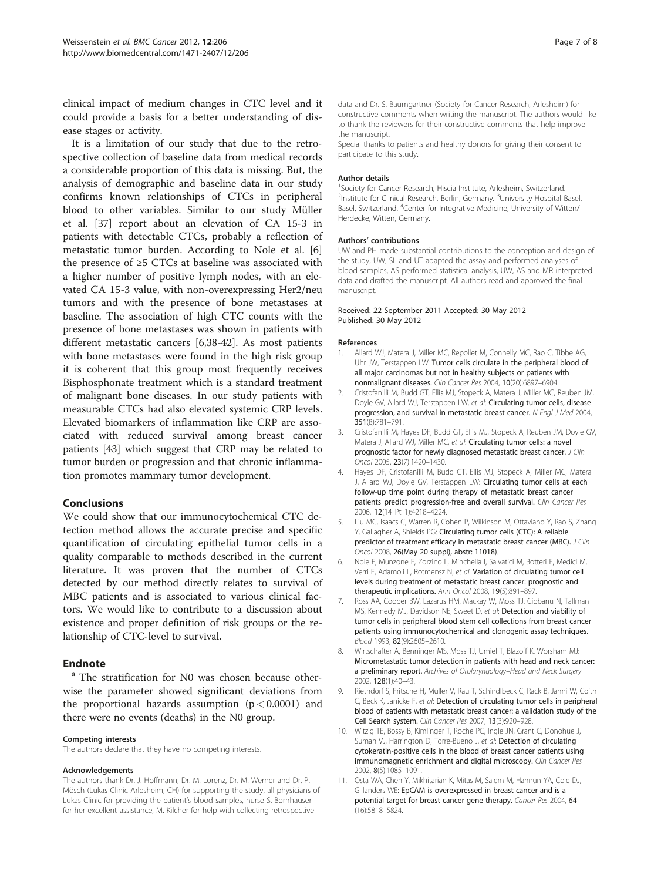clinical impact of medium changes in CTC level and it could provide a basis for a better understanding of disease stages or activity.

It is a limitation of our study that due to the retrospective collection of baseline data from medical records a considerable proportion of this data is missing. But, the analysis of demographic and baseline data in our study confirms known relationships of CTCs in peripheral blood to other variables. Similar to our study Müller et al. [37] report about an elevation of CA 15-3 in patients with detectable CTCs, probably a reflection of metastatic tumor burden. According to Nole et al. [6] the presence of ≥5 CTCs at baseline was associated with a higher number of positive lymph nodes, with an elevated CA 15-3 value, with non-overexpressing Her2/neu tumors and with the presence of bone metastases at baseline. The association of high CTC counts with the presence of bone metastases was shown in patients with different metastatic cancers [6,38-42]. As most patients with bone metastases were found in the high risk group it is coherent that this group most frequently receives Bisphosphonate treatment which is a standard treatment of malignant bone diseases. In our study patients with measurable CTCs had also elevated systemic CRP levels. Elevated biomarkers of inflammation like CRP are associated with reduced survival among breast cancer patients [43] which suggest that CRP may be related to tumor burden or progression and that chronic inflammation promotes mammary tumor development.

## Conclusions

We could show that our immunocytochemical CTC detection method allows the accurate precise and specific quantification of circulating epithelial tumor cells in a quality comparable to methods described in the current literature. It was proven that the number of CTCs detected by our method directly relates to survival of MBC patients and is associated to various clinical factors. We would like to contribute to a discussion about existence and proper definition of risk groups or the relationship of CTC-level to survival.

## Endnote

[a] The stratification for N0 was chosen because otherwise the parameter showed significant deviations from the proportional hazards assumption ($p < 0.0001$) and there were no events (deaths) in the N0 group.

#### Competing interests

The authors declare that they have no competing interests.

#### Acknowledgements

The authors thank Dr. J. Hoffmann, Dr. M. Lorenz, Dr. M. Werner and Dr. P. Mösch (Lukas Clinic Arlesheim, CH) for supporting the study, all physicians of Lukas Clinic for providing the patient's blood samples, nurse S. Bornhauser for her excellent assistance, M. Kilcher for help with collecting retrospective data and Dr. S. Baumgartner (Society for Cancer Research, Arlesheim) for constructive comments when writing the manuscript. The authors would like to thank the reviewers for their constructive comments that help improve the manuscript.

Special thanks to patients and healthy donors for giving their consent to participate to this study.

#### Author details

[1]Society for Cancer Research, Hiscia Institute, Arlesheim, Switzerland. [2]Institute for Clinical Research, Berlin, Germany. [3]University Hospital Basel, Basel, Switzerland. [4]Center for Integrative Medicine, University of Witten/Herdecke, Witten, Germany.

#### Authors' contributions

UW and PH made substantial contributions to the conception and design of the study, UW, SL and UT adapted the assay and performed analyses of blood samples, AS performed statistical analysis, UW, AS and MR interpreted data and drafted the manuscript. All authors read and approved the final manuscript.

Received: 22 September 2011 Accepted: 30 May 2012
Published: 30 May 2012

#### References

1. Allard WJ, Matera J, Miller MC, Repollet M, Connelly MC, Rao C, Tibbe AG, Uhr JW, Terstappen LW: **Tumor cells circulate in the peripheral blood of all major carcinomas but not in healthy subjects or patients with nonmalignant diseases.** *Clin Cancer Res* 2004, **10**(20):6897–6904.
2. Cristofanilli M, Budd GT, Ellis MJ, Stopeck A, Matera J, Miller MC, Reuben JM, Doyle GV, Allard WJ, Terstappen LW, *et al*: **Circulating tumor cells, disease progression, and survival in metastatic breast cancer.** *N Engl J Med* 2004, **351**(8):781–791.
3. Cristofanilli M, Hayes DF, Budd GT, Ellis MJ, Stopeck A, Reuben JM, Doyle GV, Matera J, Allard WJ, Miller MC, *et al*: **Circulating tumor cells: a novel prognostic factor for newly diagnosed metastatic breast cancer.** *J Clin Oncol* 2005, **23**(7):1420–1430.
4. Hayes DF, Cristofanilli M, Budd GT, Ellis MJ, Stopeck A, Miller MC, Matera J, Allard WJ, Doyle GV, Terstappen LW: **Circulating tumor cells at each follow-up time point during therapy of metastatic breast cancer patients predict progression-free and overall survival.** *Clin Cancer Res* 2006, **12**(14 Pt 1):4218–4224.
5. Liu MC, Isaacs C, Warren R, Cohen P, Wilkinson M, Ottaviano Y, Rao S, Zhang Y, Gallagher A, Shields PG: **Circulating tumor cells (CTC): A reliable predictor of treatment efficacy in metastatic breast cancer (MBC).** *J Clin Oncol* 2008, **26**(May 20 suppl), abstr: 11018).
6. Nole F, Munzone E, Zorzino L, Minchella I, Salvatici M, Botteri E, Medici M, Verri E, Adamoli L, Rotmensz N, *et al*: **Variation of circulating tumor cell levels during treatment of metastatic breast cancer: prognostic and therapeutic implications.** *Ann Oncol* 2008, **19**(5):891–897.
7. Ross AA, Cooper BW, Lazarus HM, Mackay W, Moss TJ, Ciobanu N, Tallman MS, Kennedy MJ, Davidson NE, Sweet D, *et al*: **Detection and viability of tumor cells in peripheral blood stem cell collections from breast cancer patients using immunocytochemical and clonogenic assay techniques.** *Blood* 1993, **82**(9):2605–2610.
8. Wirtschafter A, Benninger MS, Moss TJ, Umiel T, Blazoff K, Worsham MJ: **Micrometastatic tumor detection in patients with head and neck cancer: a preliminary report.** *Archives of Otolaryngology–Head and Neck Surgery* 2002, **128**(1):40–43.
9. Riethdorf S, Fritsche H, Muller V, Rau T, Schindlbeck C, Rack B, Janni W, Coith C, Beck K, Janicke F, *et al*: **Detection of circulating tumor cells in peripheral blood of patients with metastatic breast cancer: a validation study of the Cell Search system.** *Clin Cancer Res* 2007, **13**(3):920–928.
10. Witzig TE, Bossy B, Kimlinger T, Roche PC, Ingle JN, Grant C, Donohue J, Suman VJ, Harrington D, Torre-Bueno J, *et al*: **Detection of circulating cytokeratin-positive cells in the blood of breast cancer patients using immunomagnetic enrichment and digital microscopy.** *Clin Cancer Res* 2002, **8**(5):1085–1091.
11. Osta WA, Chen Y, Mikhitarian K, Mitas M, Salem M, Hannun YA, Cole DJ, Gillanders WE: **EpCAM is overexpressed in breast cancer and is a potential target for breast cancer gene therapy.** *Cancer Res* 2004, **64** (16):5818–5824.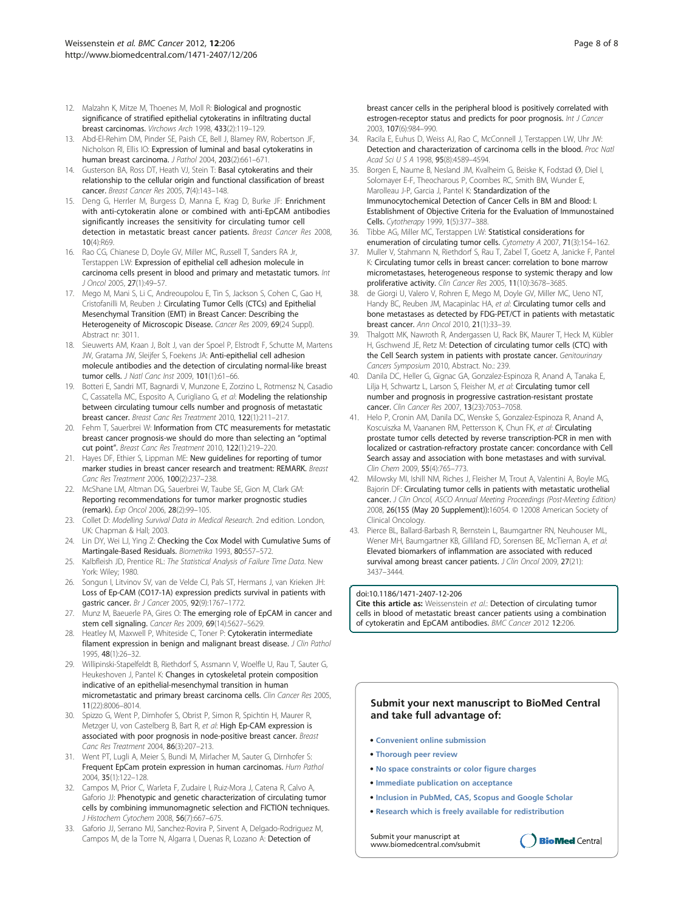12. Malzahn K, Mitze M, Thoenes M, Moll R: **Biological and prognostic significance of stratified epithelial cytokeratins in infiltrating ductal breast carcinomas.** *Virchows Arch* 1998, **433**(2):119–129.
13. Abd-El-Rehim DM, Pinder SE, Paish CE, Bell J, Blamey RW, Robertson JF, Nicholson RI, Ellis IO: **Expression of luminal and basal cytokeratins in human breast carcinoma.** *J Pathol* 2004, **203**(2):661–671.
14. Gusterson BA, Ross DT, Heath VJ, Stein T: **Basal cytokeratins and their relationship to the cellular origin and functional classification of breast cancer.** *Breast Cancer Res* 2005, **7**(4):143–148.
15. Deng G, Herrler M, Burgess D, Manna E, Krag D, Burke JF: **Enrichment with anti-cytokeratin alone or combined with anti-EpCAM antibodies significantly increases the sensitivity for circulating tumor cell detection in metastatic breast cancer patients.** *Breast Cancer Res* 2008, **10**(4):R69.
16. Rao CG, Chianese D, Doyle GV, Miller MC, Russell T, Sanders RA Jr, Terstappen LW: **Expression of epithelial cell adhesion molecule in carcinoma cells present in blood and primary and metastatic tumors.** *Int J Oncol* 2005, **27**(1):49–57.
17. Mego M, Mani S, Li C, Andreoupolou E, Tin S, Jackson S, Cohen C, Gao H, Cristofanilli M, Reuben J: **Circulating Tumor Cells (CTCs) and Epithelial Mesenchymal Transition (EMT) in Breast Cancer: Describing the Heterogeneity of Microscopic Disease.** *Cancer Res* 2009, **69**(24 Suppl). Abstract nr: 3011.
18. Sieuwerts AM, Kraan J, Bolt J, van der Spoel P, Elstrodt F, Schutte M, Martens JW, Gratama JW, Sleijfer S, Foekens JA: **Anti-epithelial cell adhesion molecule antibodies and the detection of circulating normal-like breast tumor cells.** *J Natl Canc Inst* 2009, **101**(1):61–66.
19. Botteri E, Sandri MT, Bagnardi V, Munzone E, Zorzino L, Rotmensz N, Casadio C, Cassatella MC, Esposito A, Curigliano G, *et al*: **Modeling the relationship between circulating tumour cells number and prognosis of metastatic breast cancer.** *Breast Canc Res Treatment* 2010, **122**(1):211–217.
20. Fehm T, Sauerbrei W: **Information from CTC measurements for metastatic breast cancer prognosis-we should do more than selecting an "optimal cut point".** *Breast Canc Res Treatment* 2010, **122**(1):219–220.
21. Hayes DF, Ethier S, Lippman ME: **New guidelines for reporting of tumor marker studies in breast cancer research and treatment: REMARK.** *Breast Canc Res Treatment* 2006, **100**(2):237–238.
22. McShane LM, Altman DG, Sauerbrei W, Taube SE, Gion M, Clark GM: **Reporting recommendations for tumor marker prognostic studies (remark).** *Exp Oncol* 2006, **28**(2):99–105.
23. Collet D: *Modelling Survival Data in Medical Research.* 2nd edition. London, UK: Chapman & Hall; 2003.
24. Lin DY, Wei LJ, Ying Z: **Checking the Cox Model with Cumulative Sums of Martingale-Based Residuals.** *Biometrika* 1993, **80**:557–572.
25. Kalbfleish JD, Prentice RL: *The Statistical Analysis of Failure Time Data.* New York: Wiley; 1980.
26. Songun I, Litvinov SV, van de Velde CJ, Pals ST, Hermans J, van Krieken JH: **Loss of Ep-CAM (CO17-1A) expression predicts survival in patients with gastric cancer.** *Br J Cancer* 2005, **92**(9):1767–1772.
27. Munz M, Baeuerle PA, Gires O: **The emerging role of EpCAM in cancer and stem cell signaling.** *Cancer Res* 2009, **69**(14):5627–5629.
28. Heatley M, Maxwell P, Whiteside C, Toner P: **Cytokeratin intermediate filament expression in benign and malignant breast disease.** *J Clin Pathol* 1995, **48**(1):26–32.
29. Willipinski-Stapelfeldt B, Riethdorf S, Assmann V, Woelfle U, Rau T, Sauter G, Heukeshoven J, Pantel K: **Changes in cytoskeletal protein composition indicative of an epithelial-mesenchymal transition in human micrometastatic and primary breast carcinoma cells.** *Clin Cancer Res* 2005, **11**(22):8006–8014.
30. Spizzo G, Went P, Dirnhofer S, Obrist P, Simon R, Spichtin H, Maurer R, Metzger U, von Castelberg B, Bart R, *et al*: **High Ep-CAM expression is associated with poor prognosis in node-positive breast cancer.** *Breast Canc Res Treatment* 2004, **86**(3):207–213.
31. Went PT, Lugli A, Meier S, Bundi M, Mirlacher M, Sauter G, Dirnhofer S: **Frequent EpCam protein expression in human carcinomas.** *Hum Pathol* 2004, **35**(1):122–128.
32. Campos M, Prior C, Warleta F, Zudaire I, Ruiz-Mora J, Catena R, Calvo A, Gaforio JJ: **Phenotypic and genetic characterization of circulating tumor cells by combining immunomagnetic selection and FICTION techniques.** *J Histochem Cytochem* 2008, **56**(7):667–675.
33. Gaforio JJ, Serrano MJ, Sanchez-Rovira P, Sirvent A, Delgado-Rodriguez M, Campos M, de la Torre N, Algarra I, Duenas R, Lozano A: **Detection of breast cancer cells in the peripheral blood is positively correlated with estrogen-receptor status and predicts for poor prognosis.** *Int J Cancer* 2003, **107**(6):984–990.
34. Racila E, Euhus D, Weiss AJ, Rao C, McConnell J, Terstappen LW, Uhr JW: **Detection and characterization of carcinoma cells in the blood.** *Proc Natl Acad Sci U S A* 1998, **95**(8):4589–4594.
35. Borgen E, Naume B, Nesland JM, Kvalheim G, Beiske K, Fodstad Ø, Diel I, Solomayer E-F, Theocharous P, Coombes RC, Smith BM, Wunder E, Marolleau J-P, Garcia J, Pantel K: **Standardization of the Immunocytochemical Detection of Cancer Cells in BM and Blood: I. Establishment of Objective Criteria for the Evaluation of Immunostained Cells.** *Cytotherapy* 1999, **1**(5):377–388.
36. Tibbe AG, Miller MC, Terstappen LW: **Statistical considerations for enumeration of circulating tumor cells.** *Cytometry A* 2007, **71**(3):154–162.
37. Muller V, Stahmann N, Riethdorf S, Rau T, Zabel T, Goetz A, Janicke F, Pantel K: **Circulating tumor cells in breast cancer: correlation to bone marrow micrometastases, heterogeneous response to systemic therapy and low proliferative activity.** *Clin Cancer Res* 2005, **11**(10):3678–3685.
38. de Giorgi U, Valero V, Rohren E, Mego M, Doyle GV, Miller MC, Ueno NT, Handy BC, Reuben JM, Macapinlac HA, *et al*: **Circulating tumor cells and bone metastases as detected by FDG-PET/CT in patients with metastatic breast cancer.** *Ann Oncol* 2010, **21**(1):33–39.
39. Thalgott MK, Nawroth R, Andergassen U, Rack BK, Maurer T, Heck M, Kübler H, Gschwend JE, Retz M: **Detection of circulating tumor cells (CTC) with the Cell Search system in patients with prostate cancer.** *Genitourinary Cancers Symposium* 2010, Abstract. No.: 239.
40. Danila DC, Heller G, Gignac GA, Gonzalez-Espinoza R, Anand A, Tanaka E, Lilja H, Schwartz L, Larson S, Fleisher M, *et al*: **Circulating tumor cell number and prognosis in progressive castration-resistant prostate cancer.** *Clin Cancer Res* 2007, **13**(23):7053–7058.
41. Helo P, Cronin AM, Danila DC, Wenske S, Gonzalez-Espinoza R, Anand A, Koscuiszka M, Vaananen RM, Pettersson K, Chun FK, *et al*: **Circulating prostate tumor cells detected by reverse transcription-PCR in men with localized or castration-refractory prostate cancer: concordance with Cell Search assay and association with bone metastases and with survival.** *Clin Chem* 2009, **55**(4):765–773.
42. Milowsky MI, Ishill NM, Riches J, Fleisher M, Trout A, Valentini A, Boyle MG, Bajorin DF: **Circulating tumor cells in patients with metastatic urothelial cancer.** *J Clin Oncol, ASCO Annual Meeting Proceedings (Post-Meeting Edition)* 2008, **26**(15S (May 20 Supplement)):16054. © 12008 American Society of Clinical Oncology.
43. Pierce BL, Ballard-Barbash R, Bernstein L, Baumgartner RN, Neuhouser ML, Wener MH, Baumgartner KB, Gilliland FD, Sorensen BE, McTiernan A, *et al*: **Elevated biomarkers of inflammation are associated with reduced survival among breast cancer patients.** *J Clin Oncol* 2009, **27**(21): 3437–3444.

doi:10.1186/1471-2407-12-206

**Cite this article as:** Weissenstein *et al.*: Detection of circulating tumor cells in blood of metastatic breast cancer patients using a combination of cytokeratin and EpCAM antibodies. *BMC Cancer* 2012 **12**:206.

**Submit your next manuscript to BioMed Central and take full advantage of:**

- **Convenient online submission**
- **Thorough peer review**
- **No space constraints or color figure charges**
- **Immediate publication on acceptance**
- **Inclusion in PubMed, CAS, Scopus and Google Scholar**
- **Research which is freely available for redistribution**

Submit your manuscript at
www.biomedcentral.com/submit

BioMed Central